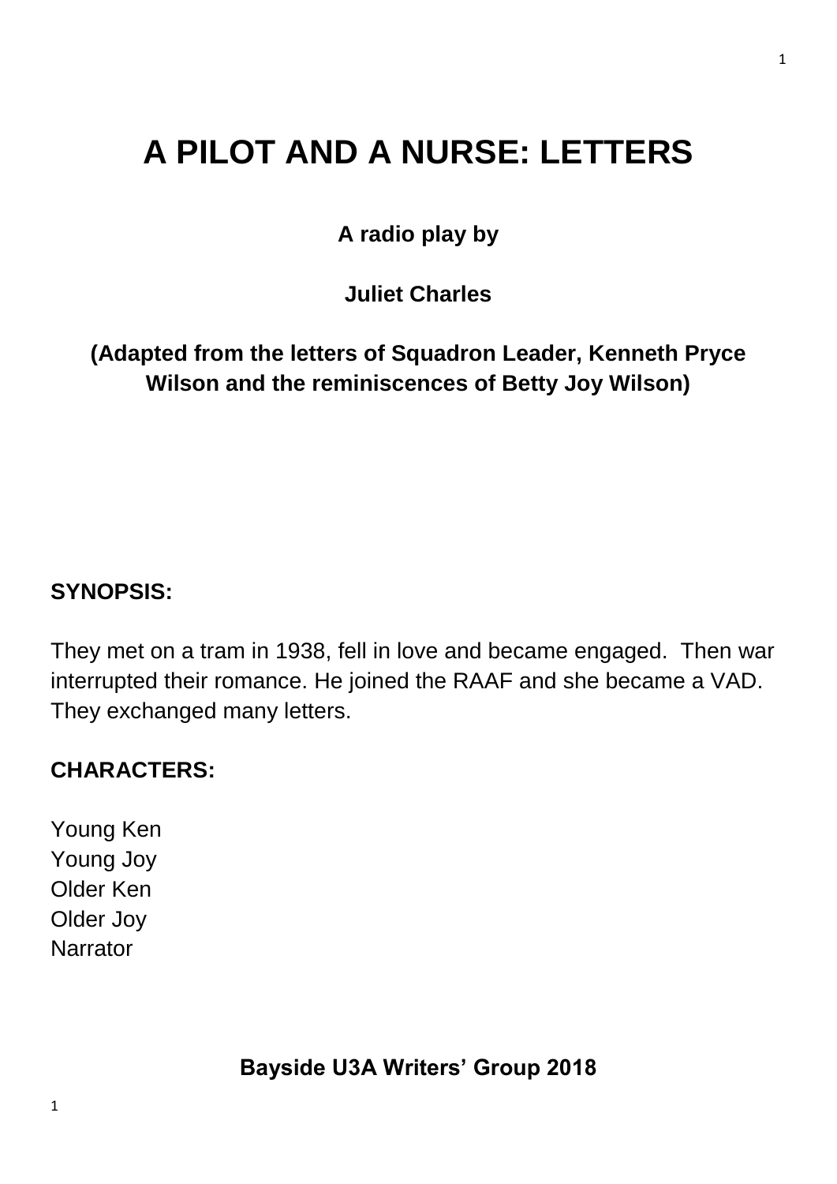# A PILOT AND A NURSE: LETTERS

**A radio play by**

**Juliet Charles**

**(Adapted from the letters of Squadron Leader, Kenneth Pryce Wilson and the reminiscences of Betty Joy Wilson)**

**SYNOPSIS:**

They met on a tram in 1938, fell in love and became engaged. Then war interrupted their romance. He joined the RAAF and she became a VAD. They exchanged many letters.

**CHARACTERS:**

Young Ken
Young Joy
Older Ken
Older Joy
Narrator

**Bayside U3A Writers' Group 2018**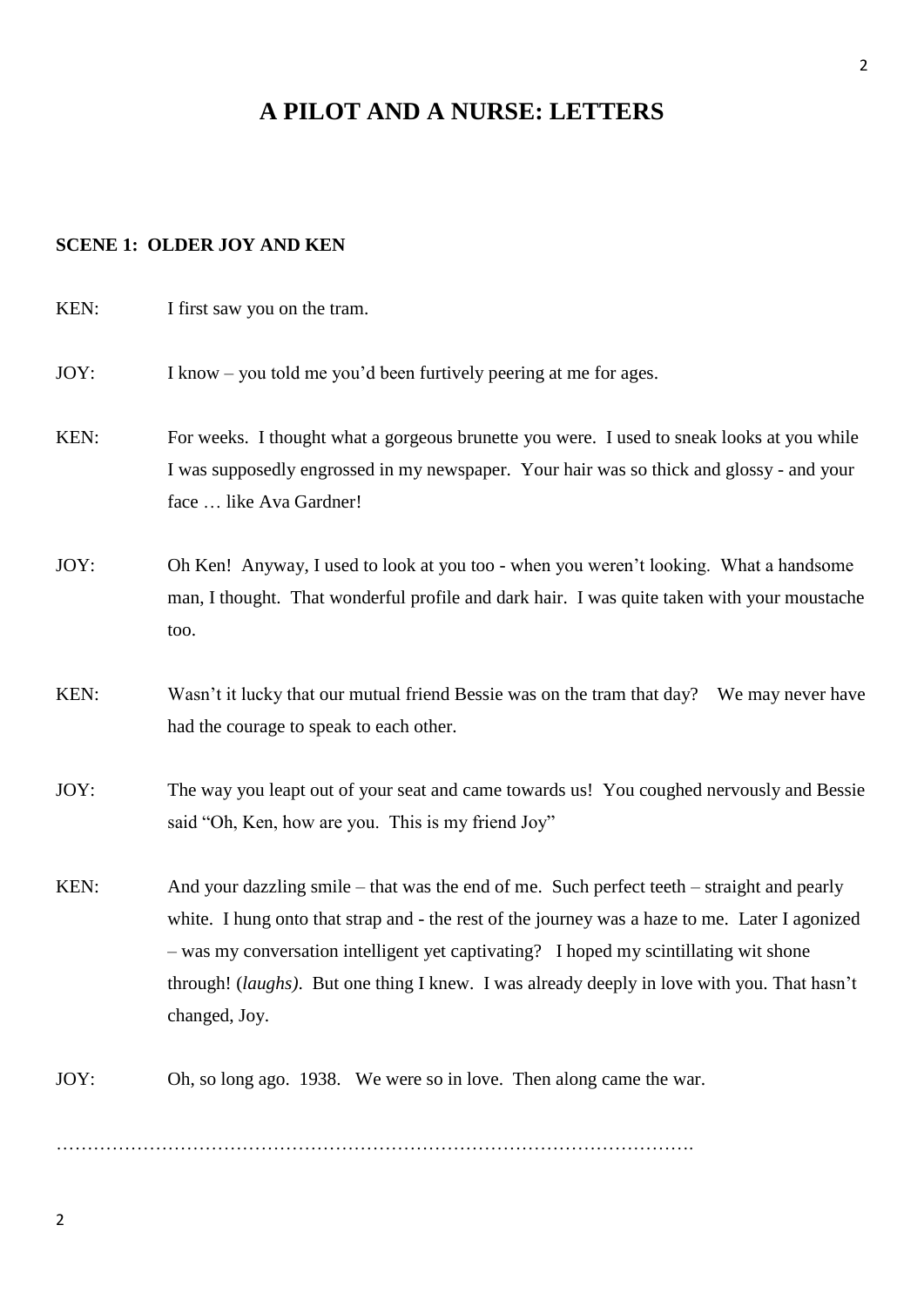# A PILOT AND A NURSE: LETTERS

**SCENE 1: OLDER JOY AND KEN**

KEN: I first saw you on the tram.

JOY: I know – you told me you'd been furtively peering at me for ages.

KEN: For weeks. I thought what a gorgeous brunette you were. I used to sneak looks at you while I was supposedly engrossed in my newspaper. Your hair was so thick and glossy - and your face … like Ava Gardner!

JOY: Oh Ken! Anyway, I used to look at you too - when you weren't looking. What a handsome man, I thought. That wonderful profile and dark hair. I was quite taken with your moustache too.

KEN: Wasn't it lucky that our mutual friend Bessie was on the tram that day? We may never have had the courage to speak to each other.

JOY: The way you leapt out of your seat and came towards us! You coughed nervously and Bessie said "Oh, Ken, how are you. This is my friend Joy"

KEN: And your dazzling smile – that was the end of me. Such perfect teeth – straight and pearly white. I hung onto that strap and - the rest of the journey was a haze to me. Later I agonized – was my conversation intelligent yet captivating? I hoped my scintillating wit shone through! (*laughs)*. But one thing I knew. I was already deeply in love with you. That hasn't changed, Joy.

JOY: Oh, so long ago. 1938. We were so in love. Then along came the war.

………………………………………………………………………………………….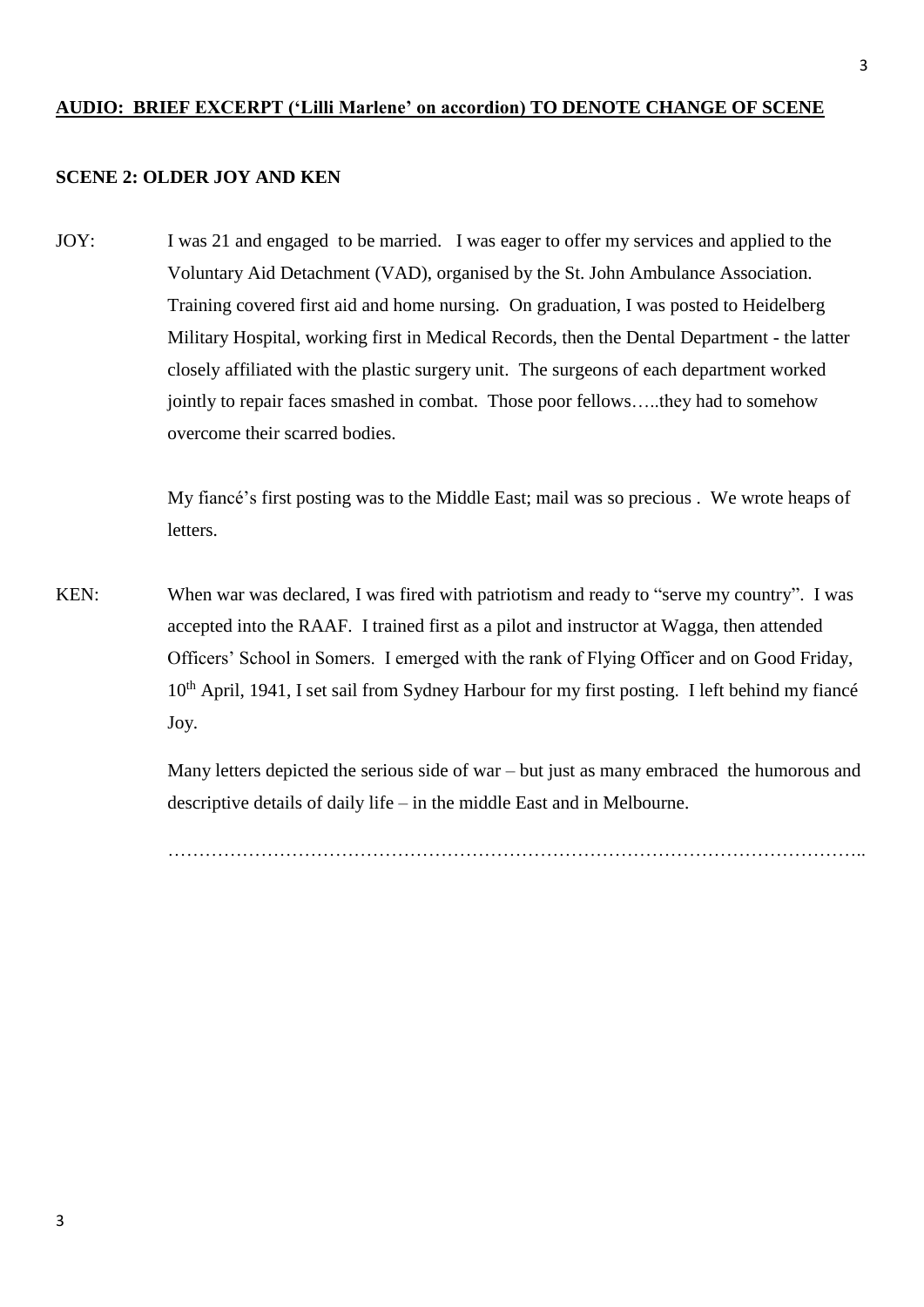**AUDIO: BRIEF EXCERPT ('Lilli Marlene' on accordion) TO DENOTE CHANGE OF SCENE**

**SCENE 2: OLDER JOY AND KEN**

JOY: I was 21 and engaged to be married. I was eager to offer my services and applied to the Voluntary Aid Detachment (VAD), organised by the St. John Ambulance Association. Training covered first aid and home nursing. On graduation, I was posted to Heidelberg Military Hospital, working first in Medical Records, then the Dental Department - the latter closely affiliated with the plastic surgery unit. The surgeons of each department worked jointly to repair faces smashed in combat. Those poor fellows…..they had to somehow overcome their scarred bodies.

My fiancé's first posting was to the Middle East; mail was so precious . We wrote heaps of letters.

KEN: When war was declared, I was fired with patriotism and ready to "serve my country". I was accepted into the RAAF. I trained first as a pilot and instructor at Wagga, then attended Officers' School in Somers. I emerged with the rank of Flying Officer and on Good Friday, 10th April, 1941, I set sail from Sydney Harbour for my first posting. I left behind my fiancé Joy.

Many letters depicted the serious side of war – but just as many embraced the humorous and descriptive details of daily life – in the middle East and in Melbourne.

…………………………………………………………………………………………………..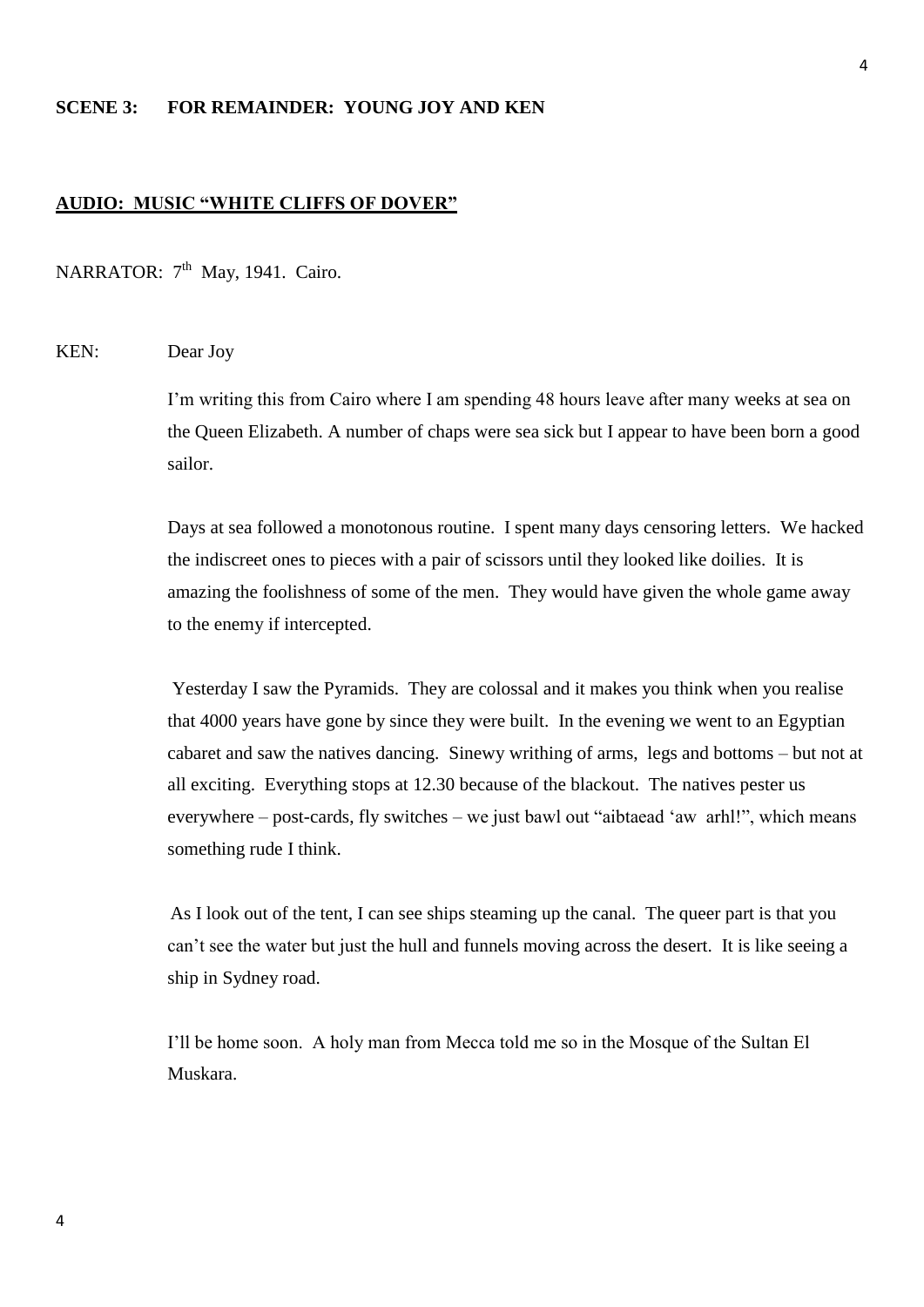**SCENE 3: FOR REMAINDER: YOUNG JOY AND KEN**

**<u>AUDIO: MUSIC "WHITE CLIFFS OF DOVER"</u>**

NARRATOR: 7th May, 1941. Cairo.

KEN: Dear Joy

I'm writing this from Cairo where I am spending 48 hours leave after many weeks at sea on the Queen Elizabeth. A number of chaps were sea sick but I appear to have been born a good sailor.

Days at sea followed a monotonous routine. I spent many days censoring letters. We hacked the indiscreet ones to pieces with a pair of scissors until they looked like doilies. It is amazing the foolishness of some of the men. They would have given the whole game away to the enemy if intercepted.

Yesterday I saw the Pyramids. They are colossal and it makes you think when you realise that 4000 years have gone by since they were built. In the evening we went to an Egyptian cabaret and saw the natives dancing. Sinewy writhing of arms, legs and bottoms – but not at all exciting. Everything stops at 12.30 because of the blackout. The natives pester us everywhere – post-cards, fly switches – we just bawl out "aibtaead 'aw arhl!", which means something rude I think.

As I look out of the tent, I can see ships steaming up the canal. The queer part is that you can't see the water but just the hull and funnels moving across the desert. It is like seeing a ship in Sydney road.

I'll be home soon. A holy man from Mecca told me so in the Mosque of the Sultan El Muskara.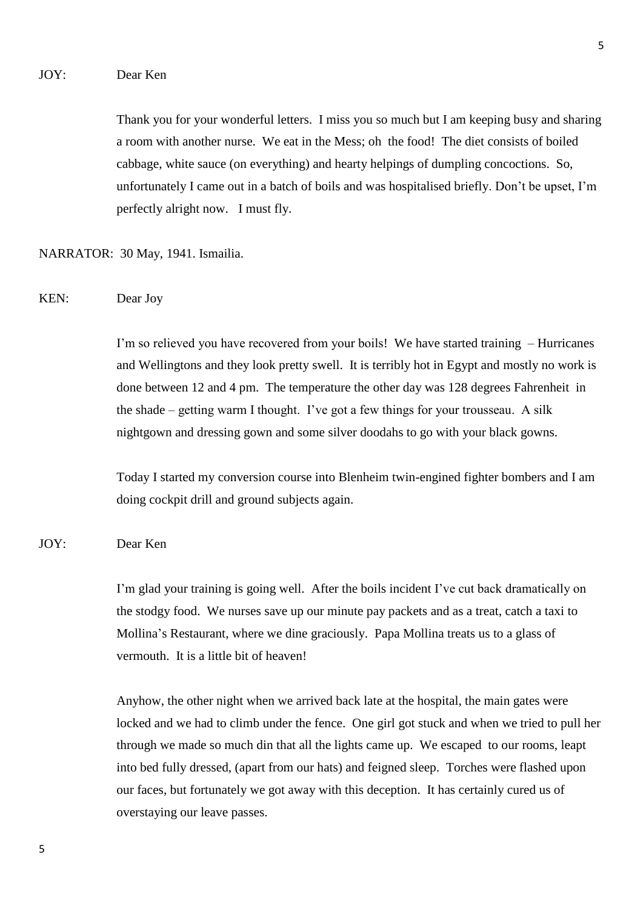JOY: Dear Ken

Thank you for your wonderful letters. I miss you so much but I am keeping busy and sharing a room with another nurse. We eat in the Mess; oh the food! The diet consists of boiled cabbage, white sauce (on everything) and hearty helpings of dumpling concoctions. So, unfortunately I came out in a batch of boils and was hospitalised briefly. Don't be upset, I'm perfectly alright now. I must fly.

NARRATOR: 30 May, 1941. Ismailia.

KEN: Dear Joy

I'm so relieved you have recovered from your boils! We have started training – Hurricanes and Wellingtons and they look pretty swell. It is terribly hot in Egypt and mostly no work is done between 12 and 4 pm. The temperature the other day was 128 degrees Fahrenheit in the shade – getting warm I thought. I've got a few things for your trousseau. A silk nightgown and dressing gown and some silver doodahs to go with your black gowns.

Today I started my conversion course into Blenheim twin-engined fighter bombers and I am doing cockpit drill and ground subjects again.

JOY: Dear Ken

I'm glad your training is going well. After the boils incident I've cut back dramatically on the stodgy food. We nurses save up our minute pay packets and as a treat, catch a taxi to Mollina's Restaurant, where we dine graciously. Papa Mollina treats us to a glass of vermouth. It is a little bit of heaven!

Anyhow, the other night when we arrived back late at the hospital, the main gates were locked and we had to climb under the fence. One girl got stuck and when we tried to pull her through we made so much din that all the lights came up. We escaped to our rooms, leapt into bed fully dressed, (apart from our hats) and feigned sleep. Torches were flashed upon our faces, but fortunately we got away with this deception. It has certainly cured us of overstaying our leave passes.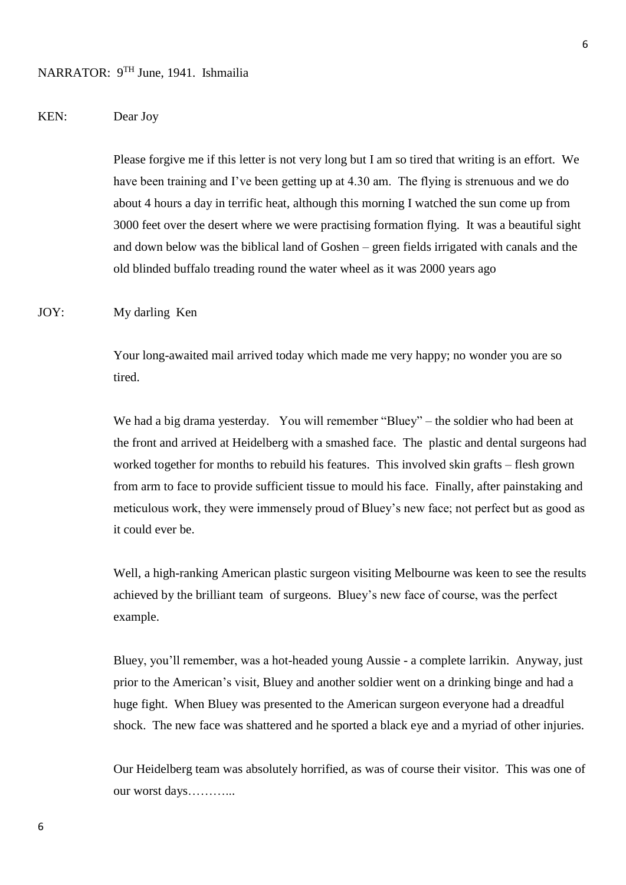NARRATOR: 9TH June, 1941. Ishmailia

KEN: Dear Joy

Please forgive me if this letter is not very long but I am so tired that writing is an effort. We have been training and I've been getting up at 4.30 am. The flying is strenuous and we do about 4 hours a day in terrific heat, although this morning I watched the sun come up from 3000 feet over the desert where we were practising formation flying. It was a beautiful sight and down below was the biblical land of Goshen – green fields irrigated with canals and the old blinded buffalo treading round the water wheel as it was 2000 years ago

JOY: My darling Ken

Your long-awaited mail arrived today which made me very happy; no wonder you are so tired.

We had a big drama yesterday. You will remember "Bluey" – the soldier who had been at the front and arrived at Heidelberg with a smashed face. The plastic and dental surgeons had worked together for months to rebuild his features. This involved skin grafts – flesh grown from arm to face to provide sufficient tissue to mould his face. Finally, after painstaking and meticulous work, they were immensely proud of Bluey's new face; not perfect but as good as it could ever be.

Well, a high-ranking American plastic surgeon visiting Melbourne was keen to see the results achieved by the brilliant team of surgeons. Bluey's new face of course, was the perfect example.

Bluey, you'll remember, was a hot-headed young Aussie - a complete larrikin. Anyway, just prior to the American's visit, Bluey and another soldier went on a drinking binge and had a huge fight. When Bluey was presented to the American surgeon everyone had a dreadful shock. The new face was shattered and he sported a black eye and a myriad of other injuries.

Our Heidelberg team was absolutely horrified, as was of course their visitor. This was one of our worst days………...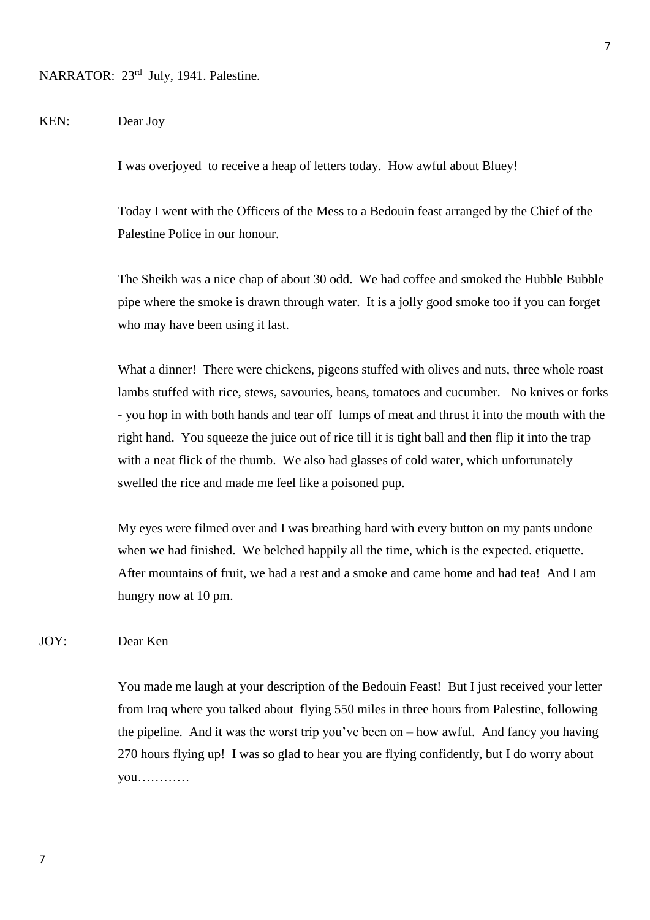NARRATOR: 23rd July, 1941. Palestine.

KEN: Dear Joy

I was overjoyed to receive a heap of letters today. How awful about Bluey!

Today I went with the Officers of the Mess to a Bedouin feast arranged by the Chief of the Palestine Police in our honour.

The Sheikh was a nice chap of about 30 odd. We had coffee and smoked the Hubble Bubble pipe where the smoke is drawn through water. It is a jolly good smoke too if you can forget who may have been using it last.

What a dinner! There were chickens, pigeons stuffed with olives and nuts, three whole roast lambs stuffed with rice, stews, savouries, beans, tomatoes and cucumber. No knives or forks - you hop in with both hands and tear off lumps of meat and thrust it into the mouth with the right hand. You squeeze the juice out of rice till it is tight ball and then flip it into the trap with a neat flick of the thumb. We also had glasses of cold water, which unfortunately swelled the rice and made me feel like a poisoned pup.

My eyes were filmed over and I was breathing hard with every button on my pants undone when we had finished. We belched happily all the time, which is the expected. etiquette. After mountains of fruit, we had a rest and a smoke and came home and had tea! And I am hungry now at 10 pm.

JOY: Dear Ken

You made me laugh at your description of the Bedouin Feast! But I just received your letter from Iraq where you talked about flying 550 miles in three hours from Palestine, following the pipeline. And it was the worst trip you've been on – how awful. And fancy you having 270 hours flying up! I was so glad to hear you are flying confidently, but I do worry about you…………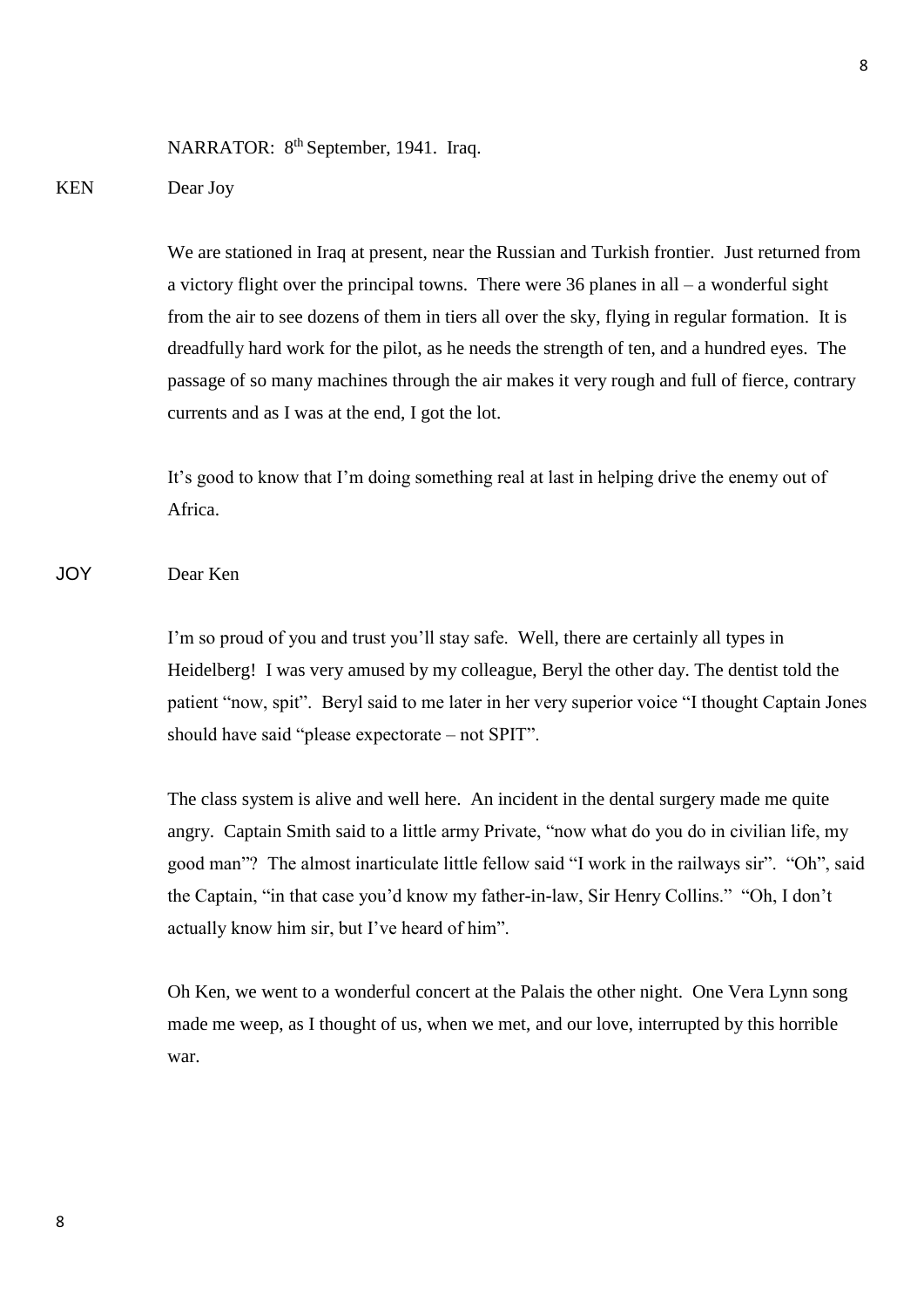NARRATOR: 8th September, 1941. Iraq.

KEN Dear Joy

We are stationed in Iraq at present, near the Russian and Turkish frontier. Just returned from a victory flight over the principal towns. There were 36 planes in all – a wonderful sight from the air to see dozens of them in tiers all over the sky, flying in regular formation. It is dreadfully hard work for the pilot, as he needs the strength of ten, and a hundred eyes. The passage of so many machines through the air makes it very rough and full of fierce, contrary currents and as I was at the end, I got the lot.

It's good to know that I'm doing something real at last in helping drive the enemy out of Africa.

JOY Dear Ken

I'm so proud of you and trust you'll stay safe. Well, there are certainly all types in Heidelberg! I was very amused by my colleague, Beryl the other day. The dentist told the patient "now, spit". Beryl said to me later in her very superior voice "I thought Captain Jones should have said "please expectorate – not SPIT".

The class system is alive and well here. An incident in the dental surgery made me quite angry. Captain Smith said to a little army Private, "now what do you do in civilian life, my good man"? The almost inarticulate little fellow said "I work in the railways sir". "Oh", said the Captain, "in that case you'd know my father-in-law, Sir Henry Collins." "Oh, I don't actually know him sir, but I've heard of him".

Oh Ken, we went to a wonderful concert at the Palais the other night. One Vera Lynn song made me weep, as I thought of us, when we met, and our love, interrupted by this horrible war.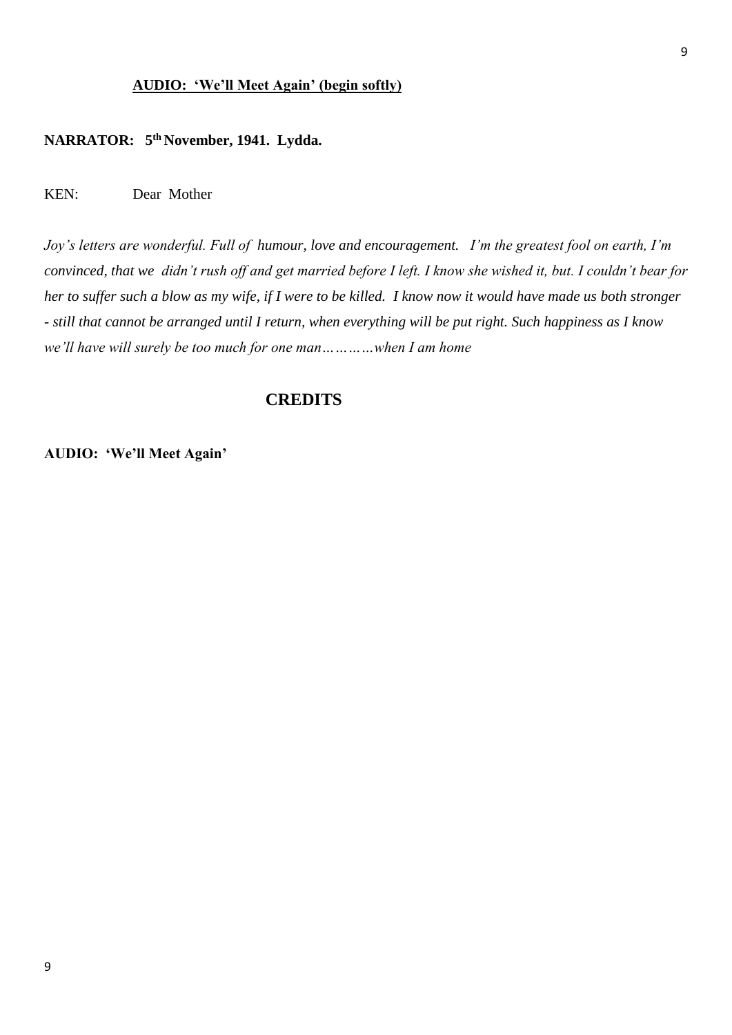**AUDIO: 'We'll Meet Again' (begin softly)**

**NARRATOR: 5th November, 1941. Lydda.**

KEN: Dear Mother

*Joy's letters are wonderful. Full of humour, love and encouragement. I'm the greatest fool on earth, I'm convinced, that we didn't rush off and get married before I left. I know she wished it, but. I couldn't bear for her to suffer such a blow as my wife, if I were to be killed. I know now it would have made us both stronger - still that cannot be arranged until I return, when everything will be put right. Such happiness as I know we'll have will surely be too much for one man…………when I am home*

## CREDITS

**AUDIO: 'We'll Meet Again'**